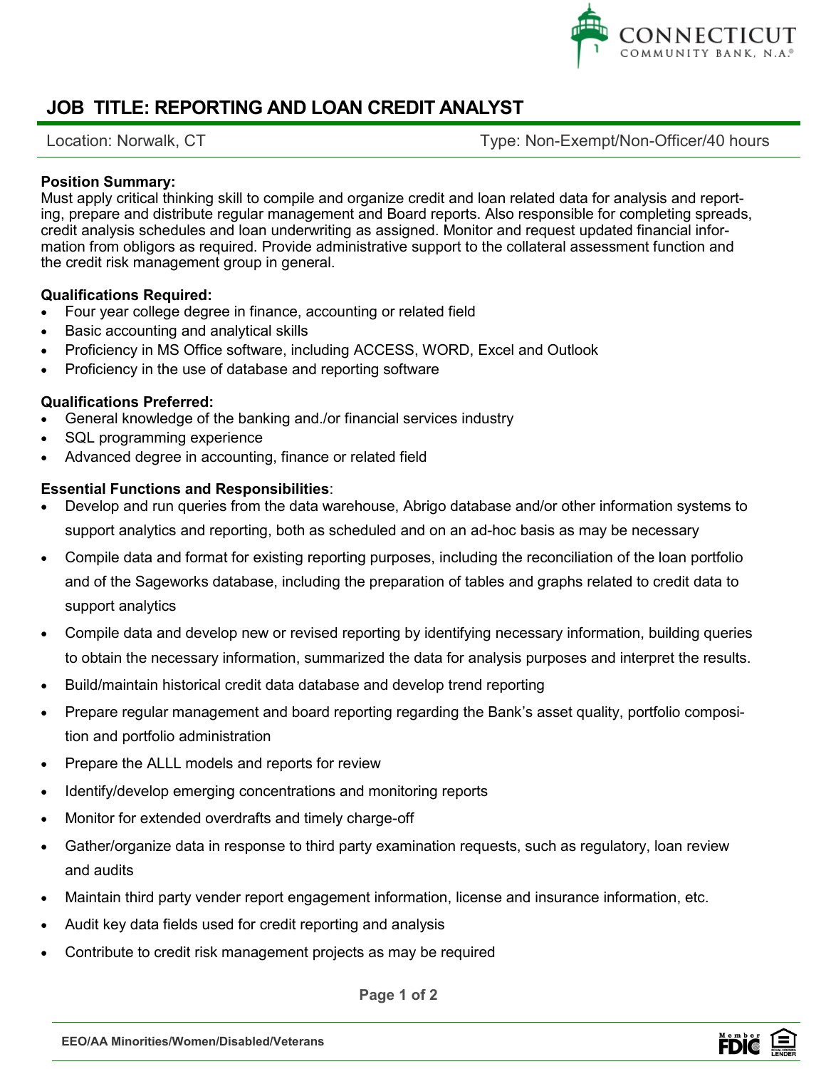CONNECTICUT COMMUNITY BANK, N.A.®

# JOB TITLE: REPORTING AND LOAN CREDIT ANALYST

Location: Norwalk, CT

Type: Non-Exempt/Non-Officer/40 hours

**Position Summary:**
Must apply critical thinking skill to compile and organize credit and loan related data for analysis and reporting, prepare and distribute regular management and Board reports. Also responsible for completing spreads, credit analysis schedules and loan underwriting as assigned. Monitor and request updated financial information from obligors as required. Provide administrative support to the collateral assessment function and the credit risk management group in general.

**Qualifications Required:**

- Four year college degree in finance, accounting or related field
- Basic accounting and analytical skills
- Proficiency in MS Office software, including ACCESS, WORD, Excel and Outlook
- Proficiency in the use of database and reporting software

**Qualifications Preferred:**

- General knowledge of the banking and./or financial services industry
- SQL programming experience
- Advanced degree in accounting, finance or related field

**Essential Functions and Responsibilities**:

- Develop and run queries from the data warehouse, Abrigo database and/or other information systems to support analytics and reporting, both as scheduled and on an ad-hoc basis as may be necessary
- Compile data and format for existing reporting purposes, including the reconciliation of the loan portfolio and of the Sageworks database, including the preparation of tables and graphs related to credit data to support analytics
- Compile data and develop new or revised reporting by identifying necessary information, building queries to obtain the necessary information, summarized the data for analysis purposes and interpret the results.
- Build/maintain historical credit data database and develop trend reporting
- Prepare regular management and board reporting regarding the Bank's asset quality, portfolio composition and portfolio administration
- Prepare the ALLL models and reports for review
- Identify/develop emerging concentrations and monitoring reports
- Monitor for extended overdrafts and timely charge-off
- Gather/organize data in response to third party examination requests, such as regulatory, loan review and audits
- Maintain third party vender report engagement information, license and insurance information, etc.
- Audit key data fields used for credit reporting and analysis
- Contribute to credit risk management projects as may be required

EEO/AA Minorities/Women/Disabled/Veterans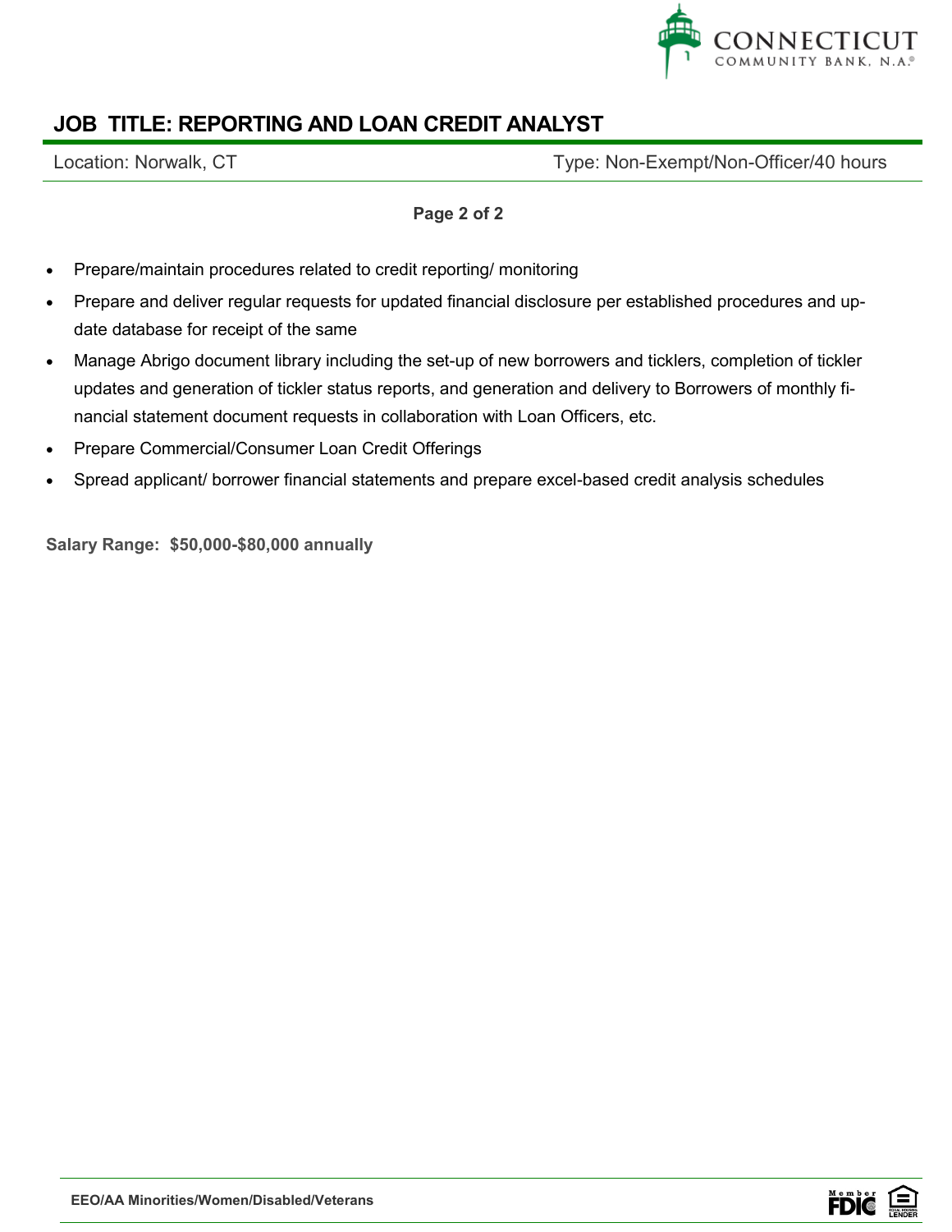## JOB TITLE: REPORTING AND LOAN CREDIT ANALYST

Location: Norwalk, CT    Type: Non-Exempt/Non-Officer/40 hours

- Prepare/maintain procedures related to credit reporting/ monitoring
- Prepare and deliver regular requests for updated financial disclosure per established procedures and update database for receipt of the same
- Manage Abrigo document library including the set-up of new borrowers and ticklers, completion of tickler updates and generation of tickler status reports, and generation and delivery to Borrowers of monthly financial statement document requests in collaboration with Loan Officers, etc.
- Prepare Commercial/Consumer Loan Credit Offerings
- Spread applicant/ borrower financial statements and prepare excel-based credit analysis schedules

**Salary Range: $50,000-$80,000 annually**

**EEO/AA Minorities/Women/Disabled/Veterans**